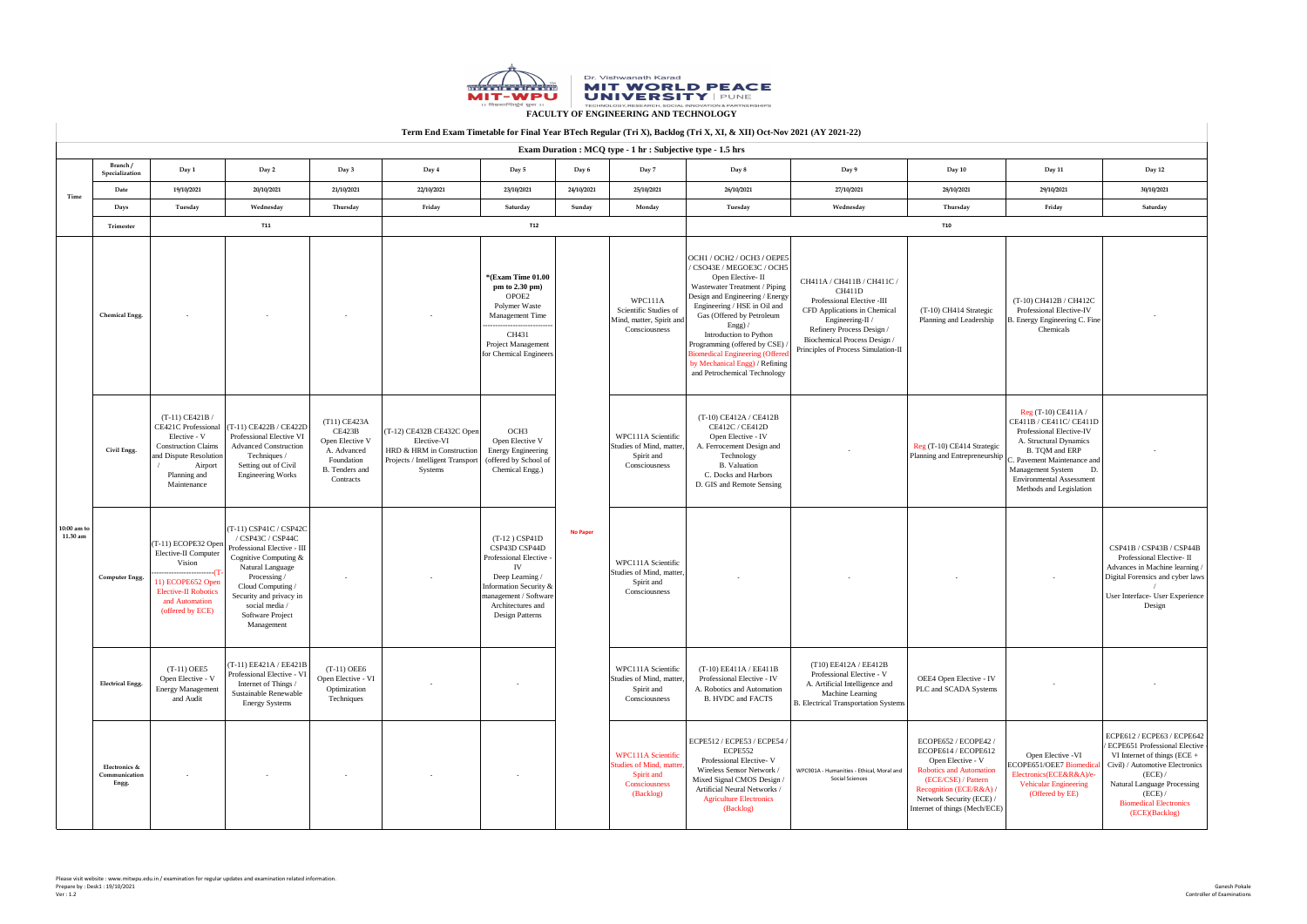# Dr. Vishwanath Karad MIT WORLD PEACE UNIVERSITY | PUNE

## FACULTY OF ENGINEERING AND TECHNOLOGY

### Term End Exam Timetable for Final Year BTech Regular (Tri X), Backlog (Tri X, XI, & XII) Oct-Nov 2021 (AY 2021-22)

**Exam Duration : MCQ type - 1 hr : Subjective type - 1.5 hrs**

| Time | Branch / Specialization | Day 1 | Day 2 | Day 3 | Day 4 | Day 5 | Day 6 | Day 7 | Day 8 | Day 9 | Day 10 | Day 11 | Day 12 |
|---|---|---|---|---|---|---|---|---|---|---|---|---|---|
| | Date | 19/10/2021 | 20/10/2021 | 21/10/2021 | 22/10/2021 | 23/10/2021 | 24/10/2021 | 25/10/2021 | 26/10/2021 | 27/10/2021 | 28/10/2021 | 29/10/2021 | 30/10/2021 |
| | Days | Tuesday | Wednesday | Thursday | Friday | Saturday | Sunday | Monday | Tuesday | Wednesday | Thursday | Friday | Saturday |
| | Trimester | T11 | | | T12 | | | | T10 | | | | |
| 10:00 am to 11.30 am | Chemical Engg. | - | - | - | - | *(Exam Time 01.00 pm to 2.30 pm) OPOE2 Polymer Waste Management Time --- CH431 Project Management for Chemical Engineers | No Paper | WPC111A Scientific Studies of Mind, matter, Spirit and Consciousness | OCH1 / OCH2 / OCH3 / OEPE5 / CSO43E / MEGOE3C / OCH5 Open Elective- II Wastewater Treatment / Piping Design and Engineering / Energy Engineering / HSE in Oil and Gas (Offered by Petroleum Engg) / Introduction to Python Programming (offered by CSE) / Biomedical Engineering (Offered by Mechanical Engg) / Refining and Petrochemical Technology | CH411A / CH411B / CH411C / CH411D Professional Elective -III CFD Applications in Chemical Engineering-II / Refinery Process Design / Biochemical Process Design / Principles of Process Simulation-II | (T-10) CH414 Strategic Planning and Leadership | (T-10) CH412B / CH412C Professional Elective-IV B. Energy Engineering C. Fine Chemicals | - |
| | Civil Engg. | (T-11) CE421B / CE421C Professional Elective - V Construction Claims and Dispute Resolution / Airport Planning and Maintenance | (T-11) CE422B / CE422D Professional Elective VI Advanced Construction Techniques / Setting out of Civil Engineering Works | (T11) CE423A CE423B Open Elective V A. Advanced Foundation B. Tenders and Contracts | (T-12) CE432B CE432C Open Elective-VI HRD & HRM in Construction Projects / Intelligent Transport Systems | OCH3 Open Elective V Energy Engineering (offered by School of Chemical Engg.) | | WPC111A Scientific Studies of Mind, matter, Spirit and Consciousness | (T-10) CE412A / CE412B CE412C / CE412D Open Elective - IV A. Ferrocement Design and Technology B. Valuation C. Docks and Harbors D. GIS and Remote Sensing | - | Reg (T-10) CE414 Strategic Planning and Entrepreneurship | Reg (T-10) CE411A / CE411B / CE411C/ CE411D Professional Elective-IV A. Structural Dynamics B. TQM and ERP C. Pavement Maintenance and Management System D. Environmental Assessment Methods and Legislation | - |
| | Computer Engg. | (T-11) ECOPE32 Open Elective-II Computer Vision --- (T-11) ECOPE652 Open Elective-II Robotics and Automation (offered by ECE) | (T-11) CSP41C / CSP42C / CSP43C / CSP44C Professional Elective - III Cognitive Computing & Natural Language Processing / Cloud Computing / Security and privacy in social media / Software Project Management | - | - | (T-12 ) CSP41D CSP43D CSP44D Professional Elective - IV Deep Learning / Information Security & management / Software Architectures and Design Patterns | | WPC111A Scientific Studies of Mind, matter, Spirit and Consciousness | - | - | - | - | CSP41B / CSP43B / CSP44B Professional Elective- II Advances in Machine learning / Digital Forensics and cyber laws / User Interface- User Experience Design |
| | Electrical Engg. | (T-11) OEE5 Open Elective - V Energy Management and Audit | (T-11) EE421A / EE421B Professional Elective - VI Internet of Things / Sustainable Renewable Energy Systems | (T-11) OEE6 Open Elective - VI Optimization Techniques | - | - | | WPC111A Scientific Studies of Mind, matter, Spirit and Consciousness | (T-10) EE411A / EE411B Professional Elective - IV A. Robotics and Automation B. HVDC and FACTS | (T10) EE412A / EE412B Professional Elective - V A. Artificial Intelligence and Machine Learning B. Electrical Transportation Systems | OEE4 Open Elective - IV PLC and SCADA Systems | - | - |
| | Electronics & Communication Engg. | - | - | - | - | - | | WPC111A Scientific Studies of Mind, matter, Spirit and Consciousness (Backlog) | ECPE512 / ECPE53 / ECPE54 / ECPE552 Professional Elective- V Wireless Sensor Network / Mixed Signal CMOS Design / Artificial Neural Networks / Agriculture Electronics (Backlog) | WPC901A - Humanities - Ethical, Moral and Social Sciences | ECOPE652 / ECOPE42 / ECOPE614 / ECOPE612 Open Elective - V Robotics and Automation (ECE/CSE) / Pattern Recognition (ECE/R&A) / Network Security (ECE) / Internet of things (Mech/ECE) | Open Elective -VI ECOPE651/OEE7 Biomedical Electronics(ECE&R&A)/e-Vehicular Engineering (Offered by EE) | ECPE612 / ECPE63 / ECPE642 / ECPE651 Professional Elective - VI Internet of things (ECE + Civil) / Automotive Electronics (ECE) / Natural Language Processing (ECE) / Biomedical Electronics (ECE)(Backlog) |

Please visit website : www.mitwpu.edu.in / examination for regular updates and examination related information.
Prepare by : Desk1 : 19/10/2021
Ver : 1.2

Ganesh Pokale
Controller of Examinations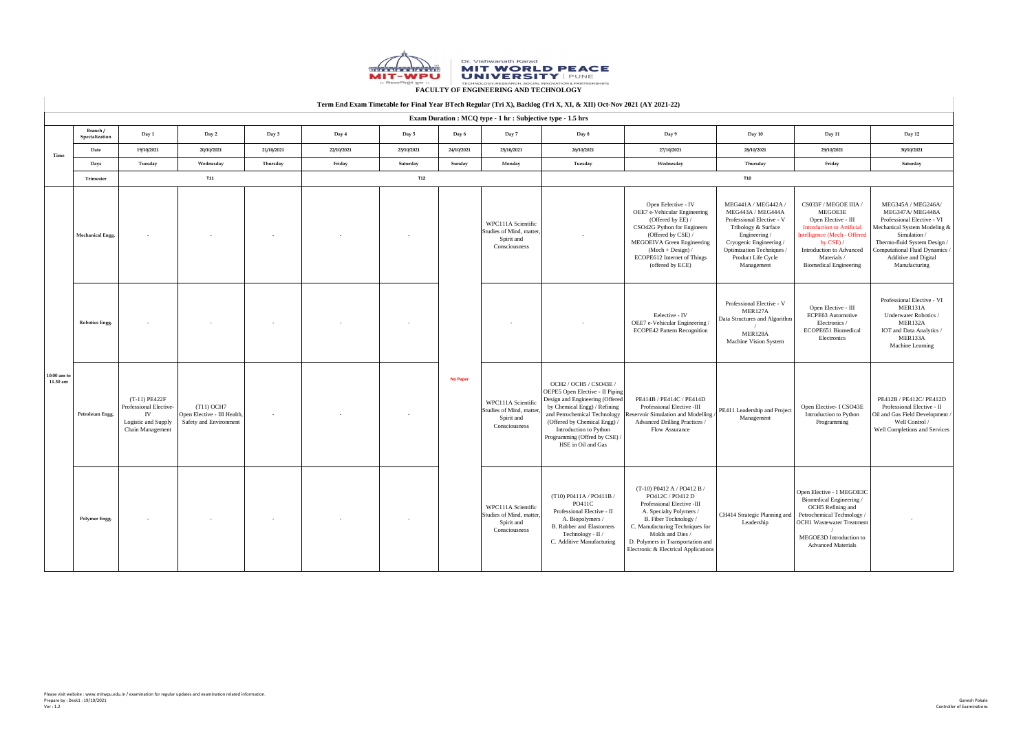Dr. Vishwanath Karad
**MIT WORLD PEACE UNIVERSITY** | PUNE
TECHNOLOGY, RESEARCH, SOCIAL INNOVATION & PARTNERSHIPS

**FACULTY OF ENGINEERING AND TECHNOLOGY**

**Term End Exam Timetable for Final Year BTech Regular (Tri X), Backlog (Tri X, XI, & XII) Oct-Nov 2021 (AY 2021-22)**

**Exam Duration : MCQ type - 1 hr : Subjective type - 1.5 hrs**

| Time | Branch / Specialization | Day 1 | Day 2 | Day 3 | Day 4 | Day 5 | Day 6 | Day 7 | Day 8 | Day 9 | Day 10 | Day 11 | Day 12 |
|---|---|---|---|---|---|---|---|---|---|---|---|---|---|
| | Date | 19/10/2021 | 20/10/2021 | 21/10/2021 | 22/10/2021 | 23/10/2021 | 24/10/2021 | 25/10/2021 | 26/10/2021 | 27/10/2021 | 28/10/2021 | 29/10/2021 | 30/10/2021 |
| | Days | Tuesday | Wednesday | Thursday | Friday | Saturday | Sunday | Monday | Tuesday | Wednesday | Thursday | Friday | Saturday |
| | Trimester | T11 | | | T12 | | | | T10 | | | | |
| 10:00 am to 11.30 am | Mechanical Engg. | - | - | - | - | - | No Paper | WPC111A Scientific Studies of Mind, matter, Spirit and Consciousness | - | Open Eelective - IV OEE7 e-Vehicular Engineering (Offered by EE) / CSO42G Python for Engineers (Offered by CSE) / MEGOEIVA Green Engineering (Mech + Design) / ECOPE612 Internet of Things (offered by ECE) | MEG441A / MEG442A / MEG443A / MEG444A Professional Elective - V Tribology & Surface Engineering / Cryogenic Engineering / Optimization Techniques / Product Life Cycle Management | CS033F / MEGOE IIIA / MEGOE3E Open Elective - III Introduction to Artificial Intelligence (Mech - Offered by CSE) / Introduction to Advanced Materials / Biomedical Engineering | MEG345A / MEG246A/ MEG347A/ MEG448A Professional Elective - VI Mechanical System Modeling & Simulation / Thermo-fluid System Design / Computational Fluid Dynamics / Additive and Digital Manufacturing |
| | Robotics Engg. | - | - | - | - | - | | - | - | Eelective - IV OEE7 e-Vehicular Engineering / ECOPE42 Pattern Recognition | Professional Elective - V MER127A Data Structures and Algorithm / MER128A Machine Vision System | Open Elective - III ECPE63 Automotive Electronics / ECOPE651 Biomedical Electronics | Professional Elective - VI MER131A Underwater Robotics / MER132A IOT and Data Analytics / MER133A Machine Learning |
| | Petroleum Engg. | (T-11) PE422F Professional Elective- IV Logistic and Supply Chain Management | (T11) OCH7 Open Elective - III Health, Safety and Environment | - | - | - | | WPC111A Scientific Studies of Mind, matter, Spirit and Consciousness | OCH2 / OCH5 / CSO43E / OEPE5 Open Elective - II Piping Design and Engineering (Offered by Chemical Engg) / Refining and Petrochemical Technology (Offered by Chemical Engg) / Introduction to Python Programming (Offred by CSE) / HSE in Oil and Gas | PE414B / PE414C / PE414D Professional Elective -III Reservoir Simulation and Modelling / Advanced Drilling Practices / Flow Assurance | PE411 Leadership and Project Management | Open Elective- I CSO43E Introduction to Python Programming | PE412B / PE412C/ PE412D Professional Elective - II Oil and Gas Field Development / Well Control / Well Completions and Services |
| | Polymer Engg. | - | - | - | - | - | | WPC111A Scientific Studies of Mind, matter, Spirit and Consciousness | (T10) P0411A / PO411B / PO411C Professional Elective - II A. Biopolymers / B. Rubber and Elastomers Technology - II / C. Additive Manufacturing | (T-10) P0412 A / PO412 B / PO412C / PO412 D Professional Elective -III A. Specialty Polymers / B. Fiber Technology / C. Manufacturing Techniques for Molds and Dies / D. Polymers in Transportation and Electronic & Electrical Applications | CH414 Strategic Planning and Leadership | Open Elective - I MEGOE3C Biomedical Engineering / OCH5 Refining and Petrochemical Technology / OCH1 Wastewater Treatment / MEGOE3D Introduction to Advanced Materials | - |

Please visit website : www.mitwpu.edu.in / examination for regular updates and examination related information.
Prepare by : Desk1 : 19/10/2021
Ver : 1.2

Ganesh Pokale
Controller of Examinations